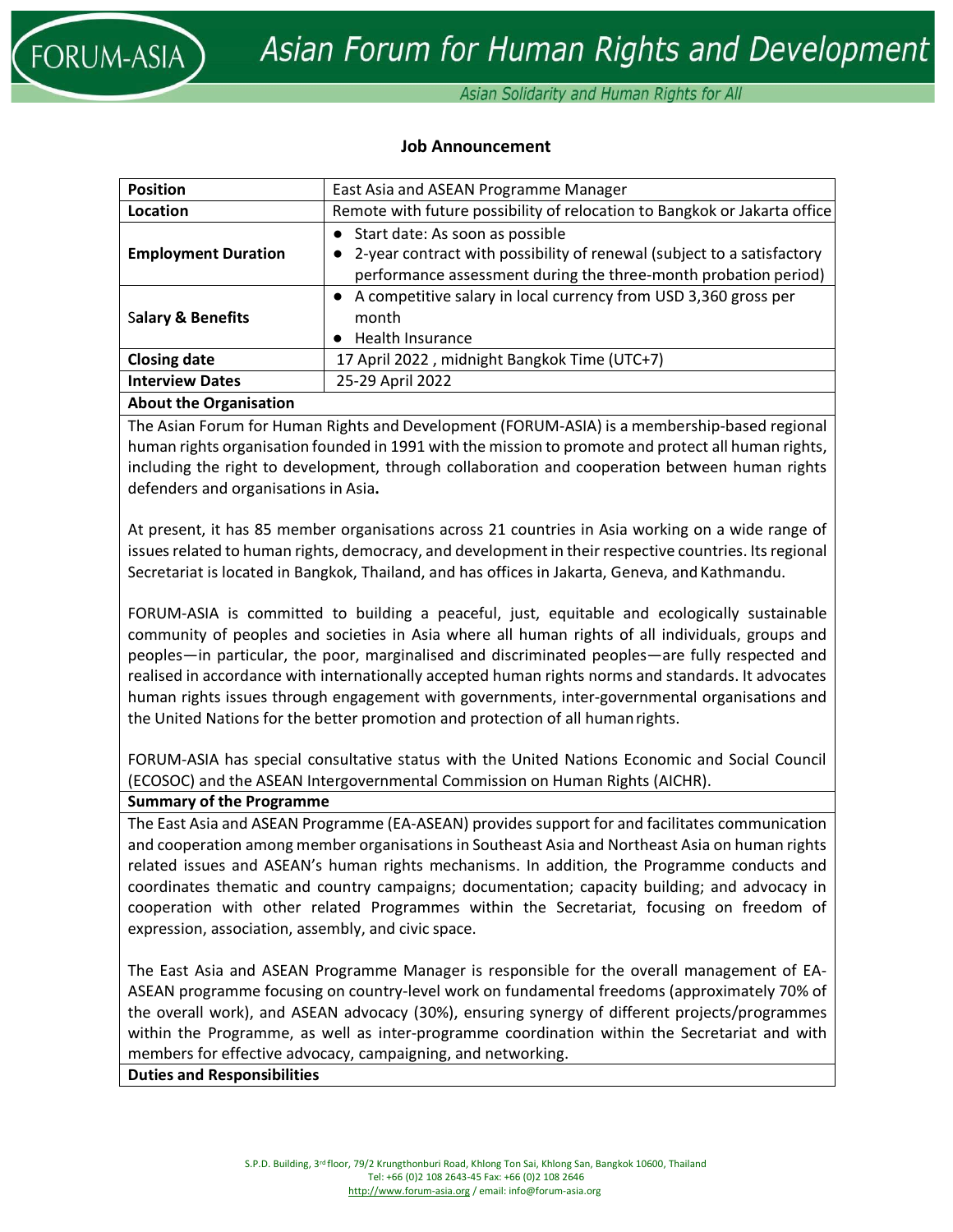## Job Announcement

| Position | East Asia and ASEAN Programme Manager |
|---|---|
| Location | Remote with future possibility of relocation to Bangkok or Jakarta office |
| Employment Duration | • Start date: As soon as possible<br>• 2-year contract with possibility of renewal (subject to a satisfactory performance assessment during the three-month probation period) |
| Salary & Benefits | • A competitive salary in local currency from USD 3,360 gross per month<br>• Health Insurance |
| Closing date | 17 April 2022 , midnight Bangkok Time (UTC+7) |
| Interview Dates | 25-29 April 2022 |

**About the Organisation**

The Asian Forum for Human Rights and Development (FORUM-ASIA) is a membership-based regional human rights organisation founded in 1991 with the mission to promote and protect all human rights, including the right to development, through collaboration and cooperation between human rights defenders and organisations in Asia**.**

At present, it has 85 member organisations across 21 countries in Asia working on a wide range of issues related to human rights, democracy, and development in their respective countries. Its regional Secretariat is located in Bangkok, Thailand, and has offices in Jakarta, Geneva, and Kathmandu.

FORUM-ASIA is committed to building a peaceful, just, equitable and ecologically sustainable community of peoples and societies in Asia where all human rights of all individuals, groups and peoples—in particular, the poor, marginalised and discriminated peoples—are fully respected and realised in accordance with internationally accepted human rights norms and standards. It advocates human rights issues through engagement with governments, inter-governmental organisations and the United Nations for the better promotion and protection of all human rights.

FORUM-ASIA has special consultative status with the United Nations Economic and Social Council (ECOSOC) and the ASEAN Intergovernmental Commission on Human Rights (AICHR).

**Summary of the Programme**

The East Asia and ASEAN Programme (EA-ASEAN) provides support for and facilitates communication and cooperation among member organisations in Southeast Asia and Northeast Asia on human rights related issues and ASEAN's human rights mechanisms. In addition, the Programme conducts and coordinates thematic and country campaigns; documentation; capacity building; and advocacy in cooperation with other related Programmes within the Secretariat, focusing on freedom of expression, association, assembly, and civic space.

The East Asia and ASEAN Programme Manager is responsible for the overall management of EA-ASEAN programme focusing on country-level work on fundamental freedoms (approximately 70% of the overall work), and ASEAN advocacy (30%), ensuring synergy of different projects/programmes within the Programme, as well as inter-programme coordination within the Secretariat and with members for effective advocacy, campaigning, and networking.

**Duties and Responsibilities**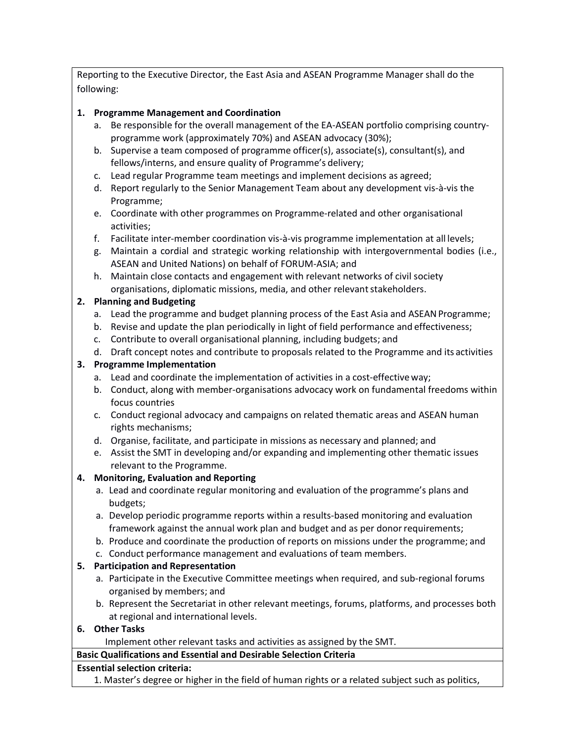Reporting to the Executive Director, the East Asia and ASEAN Programme Manager shall do the following:

1. **Programme Management and Coordination**
    a. Be responsible for the overall management of the EA-ASEAN portfolio comprising country-programme work (approximately 70%) and ASEAN advocacy (30%);
    b. Supervise a team composed of programme officer(s), associate(s), consultant(s), and fellows/interns, and ensure quality of Programme's delivery;
    c. Lead regular Programme team meetings and implement decisions as agreed;
    d. Report regularly to the Senior Management Team about any development vis-à-vis the Programme;
    e. Coordinate with other programmes on Programme-related and other organisational activities;
    f. Facilitate inter-member coordination vis-à-vis programme implementation at all levels;
    g. Maintain a cordial and strategic working relationship with intergovernmental bodies (i.e., ASEAN and United Nations) on behalf of FORUM-ASIA; and
    h. Maintain close contacts and engagement with relevant networks of civil society organisations, diplomatic missions, media, and other relevant stakeholders.
2. **Planning and Budgeting**
    a. Lead the programme and budget planning process of the East Asia and ASEAN Programme;
    b. Revise and update the plan periodically in light of field performance and effectiveness;
    c. Contribute to overall organisational planning, including budgets; and
    d. Draft concept notes and contribute to proposals related to the Programme and its activities
3. **Programme Implementation**
    a. Lead and coordinate the implementation of activities in a cost-effective way;
    b. Conduct, along with member-organisations advocacy work on fundamental freedoms within focus countries
    c. Conduct regional advocacy and campaigns on related thematic areas and ASEAN human rights mechanisms;
    d. Organise, facilitate, and participate in missions as necessary and planned; and
    e. Assist the SMT in developing and/or expanding and implementing other thematic issues relevant to the Programme.
4. **Monitoring, Evaluation and Reporting**
    a. Lead and coordinate regular monitoring and evaluation of the programme's plans and budgets;
    a. Develop periodic programme reports within a results-based monitoring and evaluation framework against the annual work plan and budget and as per donor requirements;
    b. Produce and coordinate the production of reports on missions under the programme; and
    c. Conduct performance management and evaluations of team members.
5. **Participation and Representation**
    a. Participate in the Executive Committee meetings when required, and sub-regional forums organised by members; and
    b. Represent the Secretariat in other relevant meetings, forums, platforms, and processes both at regional and international levels.
6. **Other Tasks**

    Implement other relevant tasks and activities as assigned by the SMT.

**Basic Qualifications and Essential and Desirable Selection Criteria**

**Essential selection criteria:**

1. Master's degree or higher in the field of human rights or a related subject such as politics,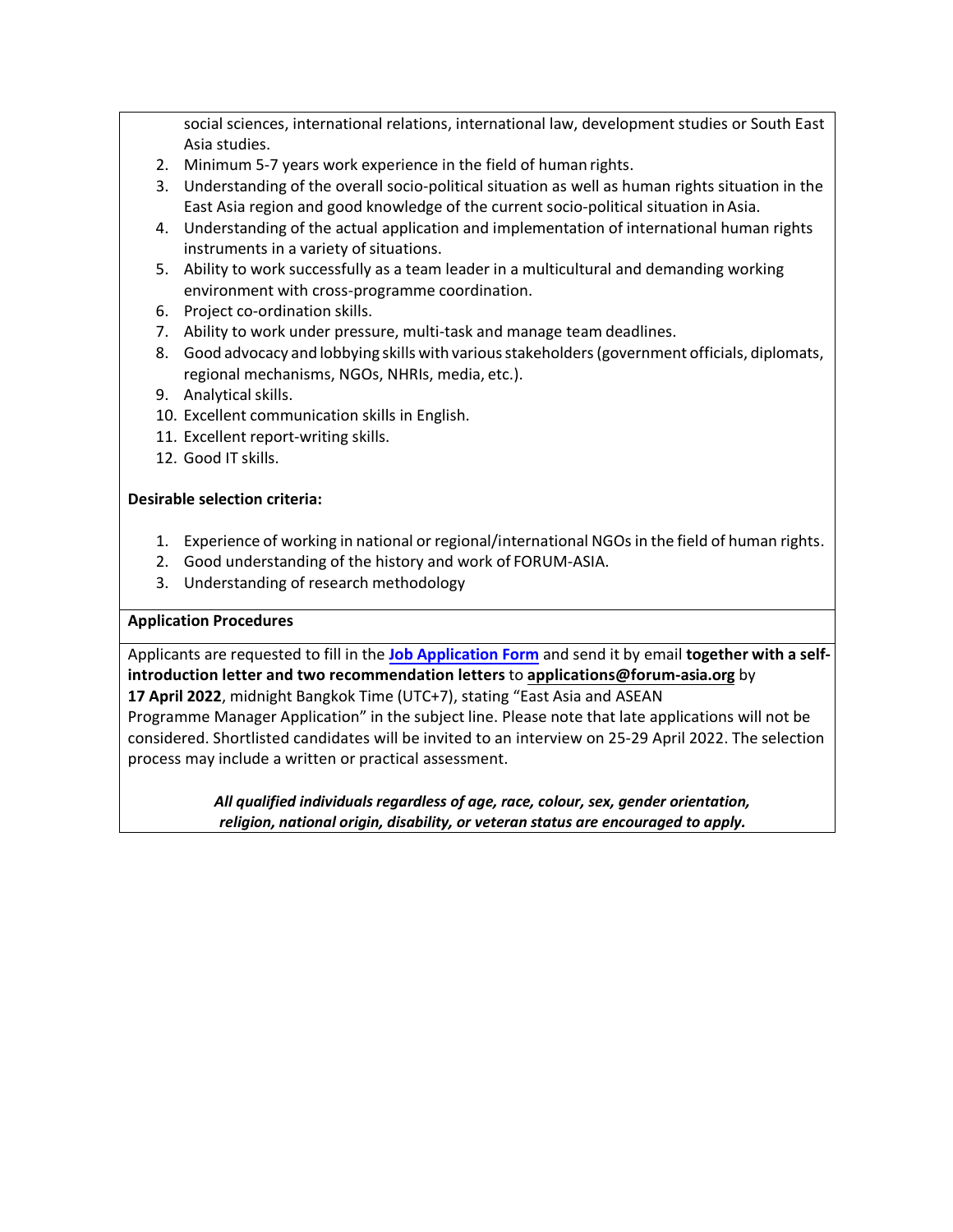social sciences, international relations, international law, development studies or South East Asia studies.
2. Minimum 5-7 years work experience in the field of human rights.
3. Understanding of the overall socio-political situation as well as human rights situation in the East Asia region and good knowledge of the current socio-political situation in Asia.
4. Understanding of the actual application and implementation of international human rights instruments in a variety of situations.
5. Ability to work successfully as a team leader in a multicultural and demanding working environment with cross-programme coordination.
6. Project co-ordination skills.
7. Ability to work under pressure, multi-task and manage team deadlines.
8. Good advocacy and lobbying skills with various stakeholders (government officials, diplomats, regional mechanisms, NGOs, NHRIs, media, etc.).
9. Analytical skills.
10. Excellent communication skills in English.
11. Excellent report-writing skills.
12. Good IT skills.

**Desirable selection criteria:**

1. Experience of working in national or regional/international NGOs in the field of human rights.
2. Good understanding of the history and work of FORUM-ASIA.
3. Understanding of research methodology

**Application Procedures**

Applicants are requested to fill in the **Job Application Form** and send it by email **together with a self-introduction letter and two recommendation letters** to **applications@forum-asia.org** by **17 April 2022**, midnight Bangkok Time (UTC+7), stating "East Asia and ASEAN Programme Manager Application" in the subject line. Please note that late applications will not be considered. Shortlisted candidates will be invited to an interview on 25-29 April 2022. The selection process may include a written or practical assessment.

***All qualified individuals regardless of age, race, colour, sex, gender orientation, religion, national origin, disability, or veteran status are encouraged to apply.***